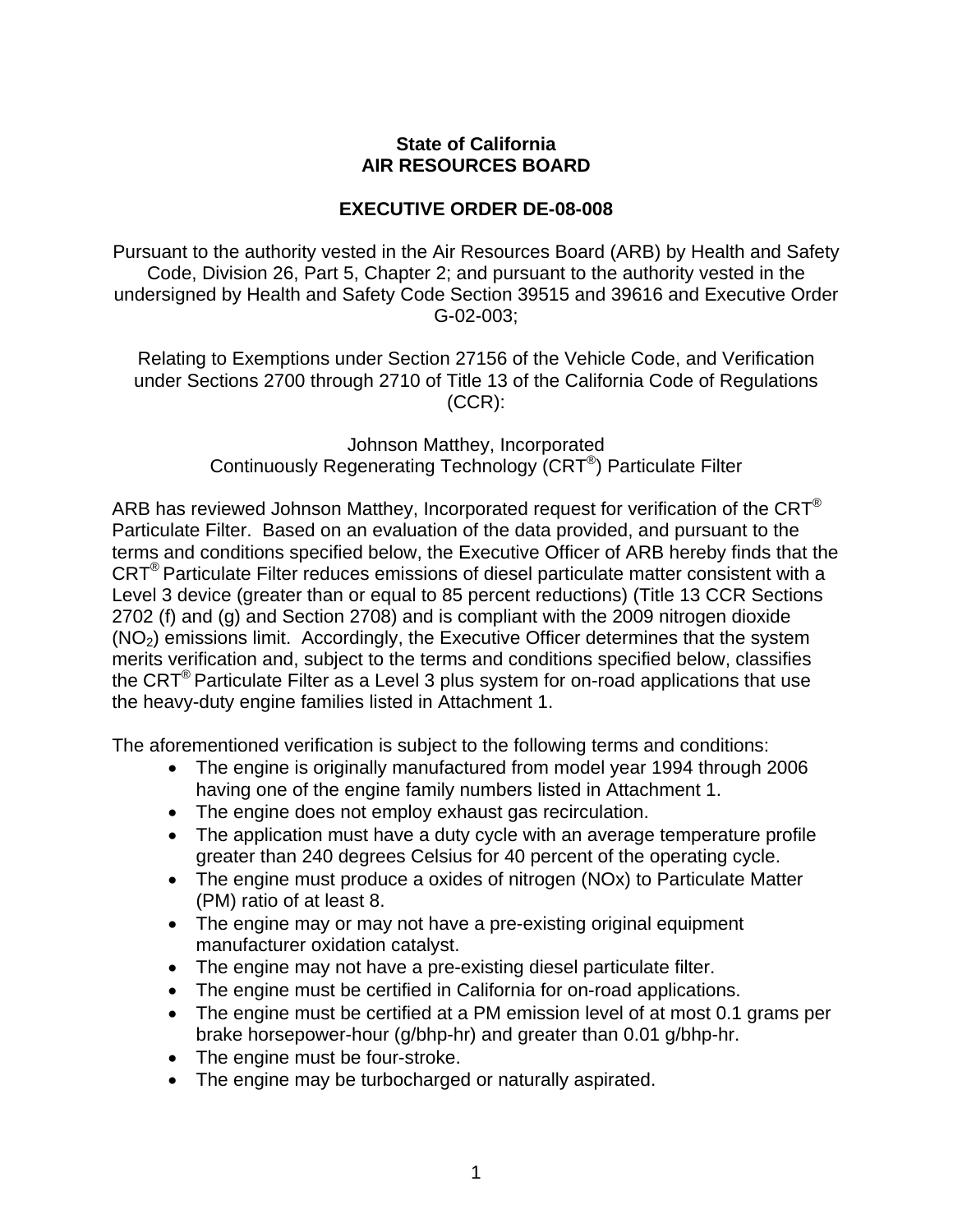**State of California**
**AIR RESOURCES BOARD**

**EXECUTIVE ORDER DE-08-008**

Pursuant to the authority vested in the Air Resources Board (ARB) by Health and Safety Code, Division 26, Part 5, Chapter 2; and pursuant to the authority vested in the undersigned by Health and Safety Code Section 39515 and 39616 and Executive Order G-02-003;

Relating to Exemptions under Section 27156 of the Vehicle Code, and Verification under Sections 2700 through 2710 of Title 13 of the California Code of Regulations (CCR):

Johnson Matthey, Incorporated
Continuously Regenerating Technology (CRT®) Particulate Filter

ARB has reviewed Johnson Matthey, Incorporated request for verification of the CRT® Particulate Filter. Based on an evaluation of the data provided, and pursuant to the terms and conditions specified below, the Executive Officer of ARB hereby finds that the CRT® Particulate Filter reduces emissions of diesel particulate matter consistent with a Level 3 device (greater than or equal to 85 percent reductions) (Title 13 CCR Sections 2702 (f) and (g) and Section 2708) and is compliant with the 2009 nitrogen dioxide ($NO_2$) emissions limit. Accordingly, the Executive Officer determines that the system merits verification and, subject to the terms and conditions specified below, classifies the CRT® Particulate Filter as a Level 3 plus system for on-road applications that use the heavy-duty engine families listed in Attachment 1.

The aforementioned verification is subject to the following terms and conditions:

- The engine is originally manufactured from model year 1994 through 2006 having one of the engine family numbers listed in Attachment 1.
- The engine does not employ exhaust gas recirculation.
- The application must have a duty cycle with an average temperature profile greater than 240 degrees Celsius for 40 percent of the operating cycle.
- The engine must produce a oxides of nitrogen (NOx) to Particulate Matter (PM) ratio of at least 8.
- The engine may or may not have a pre-existing original equipment manufacturer oxidation catalyst.
- The engine may not have a pre-existing diesel particulate filter.
- The engine must be certified in California for on-road applications.
- The engine must be certified at a PM emission level of at most 0.1 grams per brake horsepower-hour (g/bhp-hr) and greater than 0.01 g/bhp-hr.
- The engine must be four-stroke.
- The engine may be turbocharged or naturally aspirated.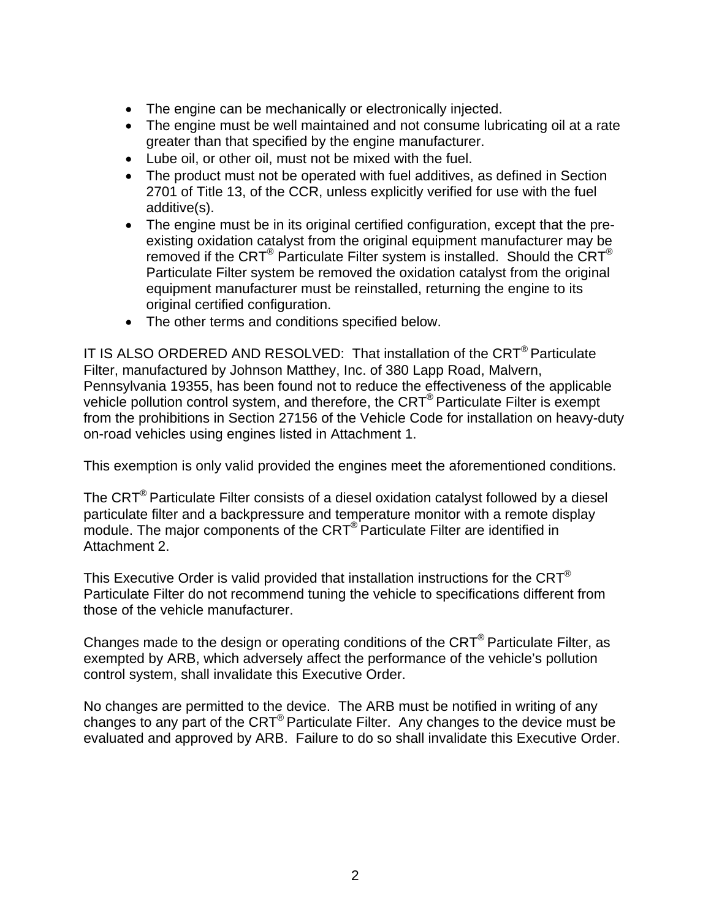- The engine can be mechanically or electronically injected.
- The engine must be well maintained and not consume lubricating oil at a rate greater than that specified by the engine manufacturer.
- Lube oil, or other oil, must not be mixed with the fuel.
- The product must not be operated with fuel additives, as defined in Section 2701 of Title 13, of the CCR, unless explicitly verified for use with the fuel additive(s).
- The engine must be in its original certified configuration, except that the pre-existing oxidation catalyst from the original equipment manufacturer may be removed if the CRT® Particulate Filter system is installed. Should the CRT® Particulate Filter system be removed the oxidation catalyst from the original equipment manufacturer must be reinstalled, returning the engine to its original certified configuration.
- The other terms and conditions specified below.

IT IS ALSO ORDERED AND RESOLVED: That installation of the CRT® Particulate Filter, manufactured by Johnson Matthey, Inc. of 380 Lapp Road, Malvern, Pennsylvania 19355, has been found not to reduce the effectiveness of the applicable vehicle pollution control system, and therefore, the CRT® Particulate Filter is exempt from the prohibitions in Section 27156 of the Vehicle Code for installation on heavy-duty on-road vehicles using engines listed in Attachment 1.

This exemption is only valid provided the engines meet the aforementioned conditions.

The CRT® Particulate Filter consists of a diesel oxidation catalyst followed by a diesel particulate filter and a backpressure and temperature monitor with a remote display module. The major components of the CRT® Particulate Filter are identified in Attachment 2.

This Executive Order is valid provided that installation instructions for the CRT® Particulate Filter do not recommend tuning the vehicle to specifications different from those of the vehicle manufacturer.

Changes made to the design or operating conditions of the CRT® Particulate Filter, as exempted by ARB, which adversely affect the performance of the vehicle's pollution control system, shall invalidate this Executive Order.

No changes are permitted to the device. The ARB must be notified in writing of any changes to any part of the CRT® Particulate Filter. Any changes to the device must be evaluated and approved by ARB. Failure to do so shall invalidate this Executive Order.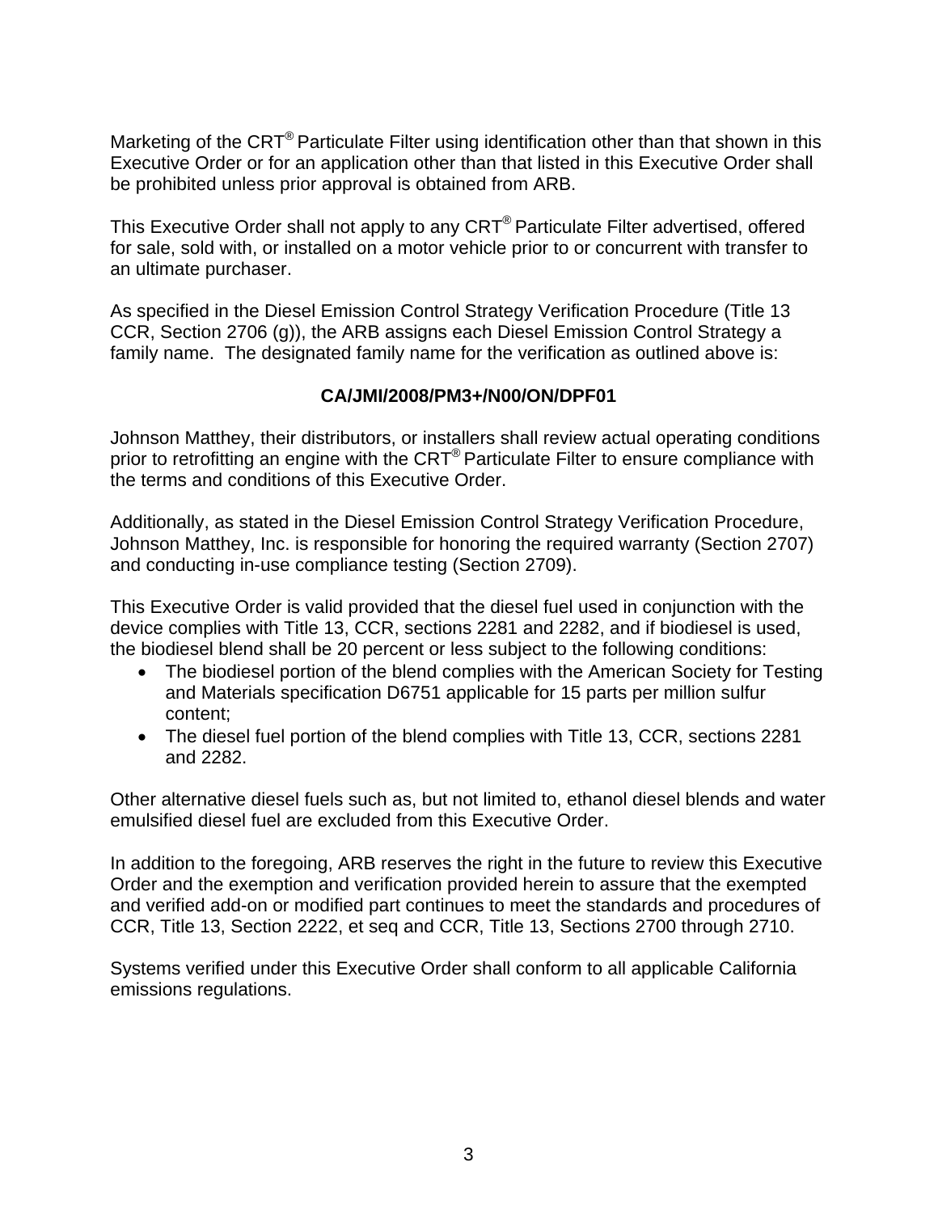Marketing of the CRT® Particulate Filter using identification other than that shown in this Executive Order or for an application other than that listed in this Executive Order shall be prohibited unless prior approval is obtained from ARB.

This Executive Order shall not apply to any CRT® Particulate Filter advertised, offered for sale, sold with, or installed on a motor vehicle prior to or concurrent with transfer to an ultimate purchaser.

As specified in the Diesel Emission Control Strategy Verification Procedure (Title 13 CCR, Section 2706 (g)), the ARB assigns each Diesel Emission Control Strategy a family name. The designated family name for the verification as outlined above is:

**CA/JMI/2008/PM3+/N00/ON/DPF01**

Johnson Matthey, their distributors, or installers shall review actual operating conditions prior to retrofitting an engine with the CRT® Particulate Filter to ensure compliance with the terms and conditions of this Executive Order.

Additionally, as stated in the Diesel Emission Control Strategy Verification Procedure, Johnson Matthey, Inc. is responsible for honoring the required warranty (Section 2707) and conducting in-use compliance testing (Section 2709).

This Executive Order is valid provided that the diesel fuel used in conjunction with the device complies with Title 13, CCR, sections 2281 and 2282, and if biodiesel is used, the biodiesel blend shall be 20 percent or less subject to the following conditions:

- The biodiesel portion of the blend complies with the American Society for Testing and Materials specification D6751 applicable for 15 parts per million sulfur content;
- The diesel fuel portion of the blend complies with Title 13, CCR, sections 2281 and 2282.

Other alternative diesel fuels such as, but not limited to, ethanol diesel blends and water emulsified diesel fuel are excluded from this Executive Order.

In addition to the foregoing, ARB reserves the right in the future to review this Executive Order and the exemption and verification provided herein to assure that the exempted and verified add-on or modified part continues to meet the standards and procedures of CCR, Title 13, Section 2222, et seq and CCR, Title 13, Sections 2700 through 2710.

Systems verified under this Executive Order shall conform to all applicable California emissions regulations.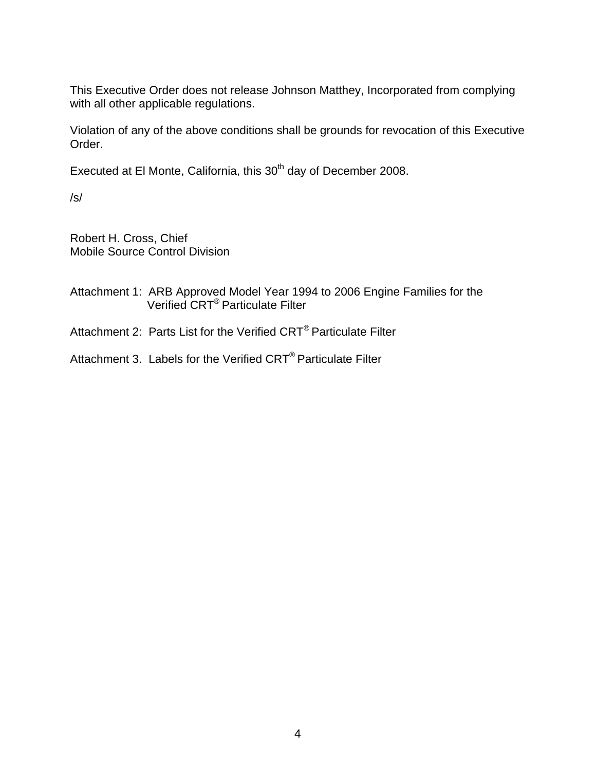This Executive Order does not release Johnson Matthey, Incorporated from complying with all other applicable regulations.

Violation of any of the above conditions shall be grounds for revocation of this Executive Order.

Executed at El Monte, California, this 30th day of December 2008.

/s/

Robert H. Cross, Chief
Mobile Source Control Division

Attachment 1: ARB Approved Model Year 1994 to 2006 Engine Families for the Verified CRT® Particulate Filter

Attachment 2: Parts List for the Verified CRT® Particulate Filter

Attachment 3. Labels for the Verified CRT® Particulate Filter